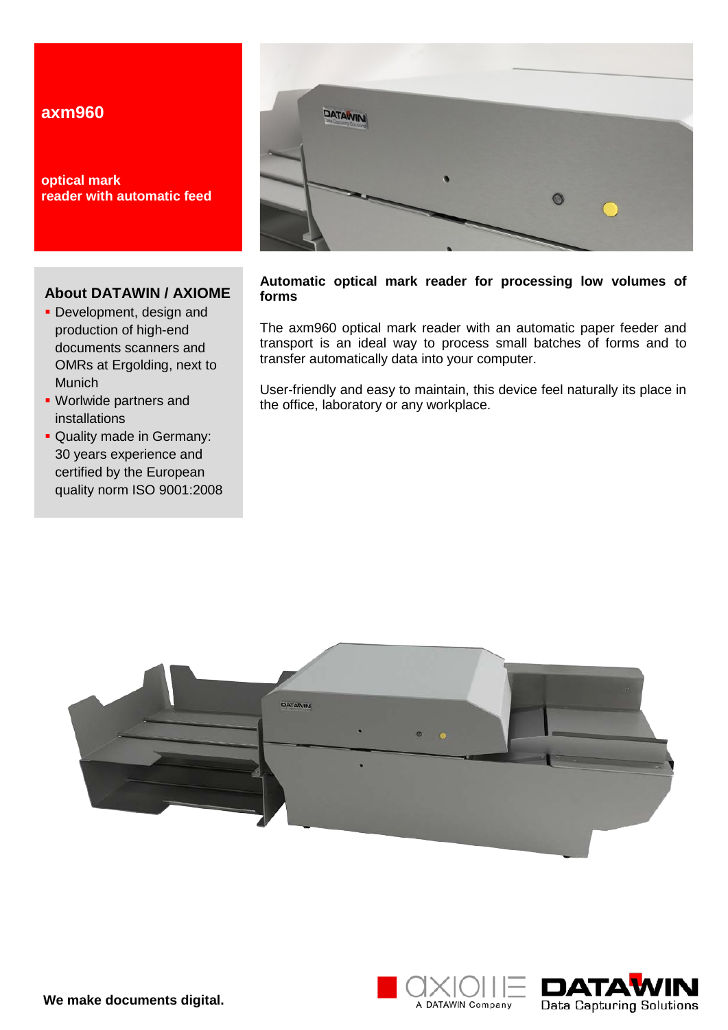# axm960

**optical mark reader with automatic feed**

## About DATAWIN / AXIOME

- Development, design and production of high-end documents scanners and OMRs at Ergolding, next to Munich
- Worlwide partners and installations
- Quality made in Germany: 30 years experience and certified by the European quality norm ISO 9001:2008

**Automatic optical mark reader for processing low volumes of forms**

The axm960 optical mark reader with an automatic paper feeder and transport is an ideal way to process small batches of forms and to transfer automatically data into your computer.

User-friendly and easy to maintain, this device feel naturally its place in the office, laboratory or any workplace.

**We make documents digital.**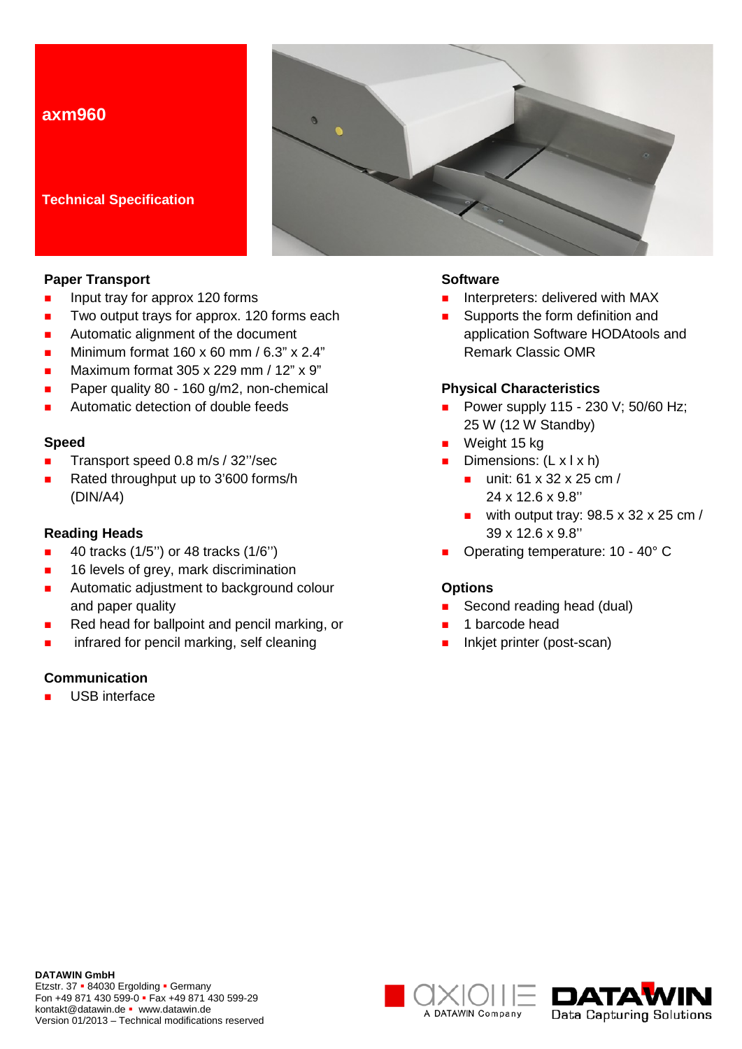# axm960

## Technical Specification

### Paper Transport

- Input tray for approx 120 forms
- Two output trays for approx. 120 forms each
- Automatic alignment of the document
- Minimum format 160 x 60 mm / 6.3" x 2.4"
- Maximum format 305 x 229 mm / 12" x 9"
- Paper quality 80 - 160 g/m2, non-chemical
- Automatic detection of double feeds

### Speed

- Transport speed 0.8 m/s / 32''/sec
- Rated throughput up to 3'600 forms/h (DIN/A4)

### Reading Heads

- 40 tracks (1/5'') or 48 tracks (1/6'')
- 16 levels of grey, mark discrimination
- Automatic adjustment to background colour and paper quality
- Red head for ballpoint and pencil marking, or
- infrared for pencil marking, self cleaning

### Communication

- USB interface

### Software

- Interpreters: delivered with MAX
- Supports the form definition and application Software HODAtools and Remark Classic OMR

### Physical Characteristics

- Power supply 115 - 230 V; 50/60 Hz; 25 W (12 W Standby)
- Weight 15 kg
- Dimensions: (L x l x h)
  - unit: 61 x 32 x 25 cm / 24 x 12.6 x 9.8''
  - with output tray: 98.5 x 32 x 25 cm / 39 x 12.6 x 9.8''
- Operating temperature: 10 - 40° C

### Options

- Second reading head (dual)
- 1 barcode head
- Inkjet printer (post-scan)

**DATAWIN GmbH**
Etzstr. 37 ▪ 84030 Ergolding ▪ Germany
Fon +49 871 430 599-0 ▪ Fax +49 871 430 599-29
kontakt@datawin.de ▪ www.datawin.de
Version 01/2013 – Technical modifications reserved

axiome – A DATAWIN Company

DATAWIN Data Capturing Solutions